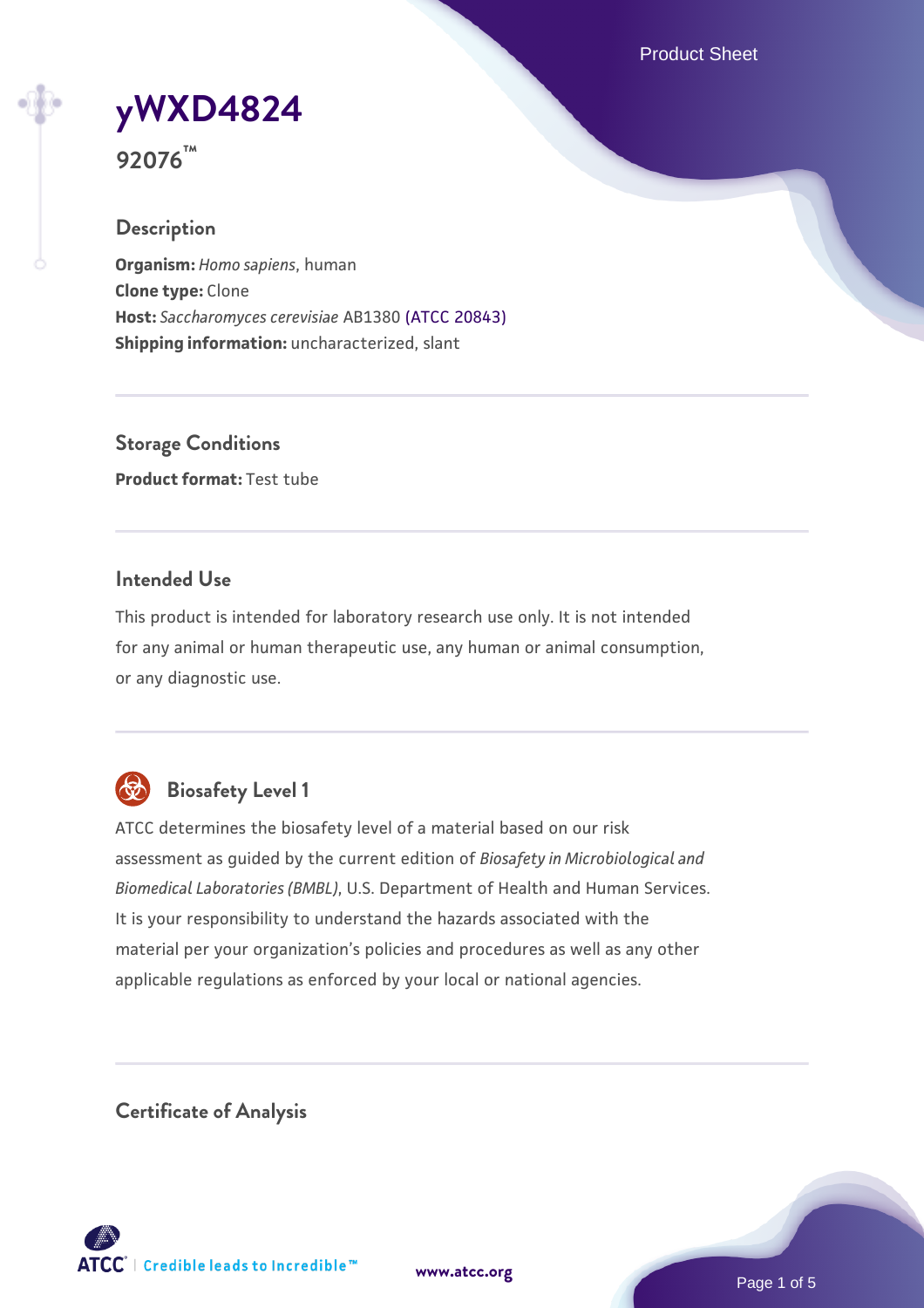# yWXD4824

**92076™**

## Description

**Organism:** *Homo sapiens*, human
**Clone type:** Clone
**Host:** *Saccharomyces cerevisiae* AB1380 (ATCC 20843)
**Shipping information:** uncharacterized, slant

## Storage Conditions

**Product format:** Test tube

## Intended Use

This product is intended for laboratory research use only. It is not intended for any animal or human therapeutic use, any human or animal consumption, or any diagnostic use.

## Biosafety Level 1

ATCC determines the biosafety level of a material based on our risk assessment as guided by the current edition of *Biosafety in Microbiological and Biomedical Laboratories (BMBL)*, U.S. Department of Health and Human Services. It is your responsibility to understand the hazards associated with the material per your organization's policies and procedures as well as any other applicable regulations as enforced by your local or national agencies.

## Certificate of Analysis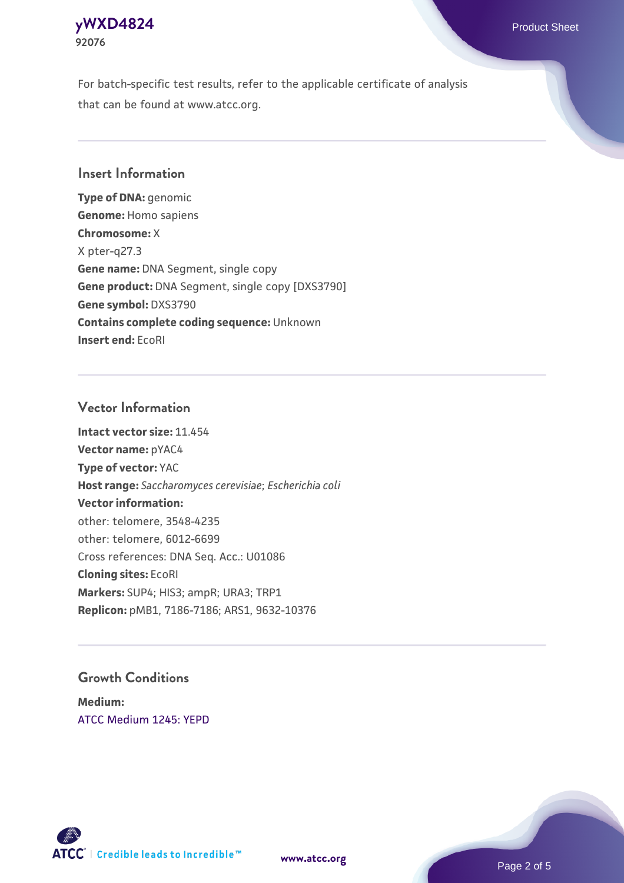For batch-specific test results, refer to the applicable certificate of analysis that can be found at www.atcc.org.

## Insert Information

**Type of DNA:** genomic
**Genome:** Homo sapiens
**Chromosome:** X
X pter-q27.3
**Gene name:** DNA Segment, single copy
**Gene product:** DNA Segment, single copy [DXS3790]
**Gene symbol:** DXS3790
**Contains complete coding sequence:** Unknown
**Insert end:** EcoRI

## Vector Information

**Intact vector size:** 11.454
**Vector name:** pYAC4
**Type of vector:** YAC
**Host range:** *Saccharomyces cerevisiae*; *Escherichia coli*
**Vector information:**
other: telomere, 3548-4235
other: telomere, 6012-6699
Cross references: DNA Seq. Acc.: U01086
**Cloning sites:** EcoRI
**Markers:** SUP4; HIS3; ampR; URA3; TRP1
**Replicon:** pMB1, 7186-7186; ARS1, 9632-10376

## Growth Conditions

**Medium:**
ATCC Medium 1245: YEPD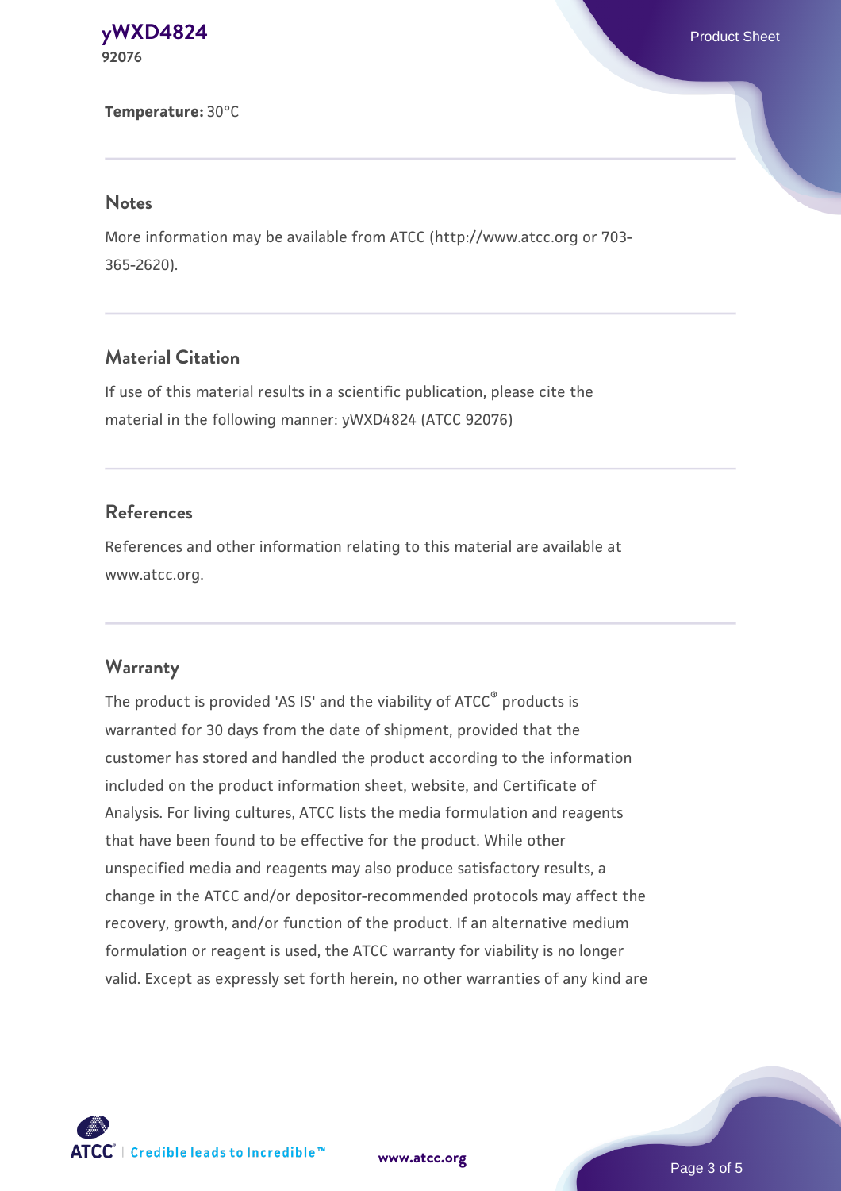**Temperature:** 30°C

## Notes

More information may be available from ATCC (http://www.atcc.org or 703-365-2620).

## Material Citation

If use of this material results in a scientific publication, please cite the material in the following manner: yWXD4824 (ATCC 92076)

## References

References and other information relating to this material are available at www.atcc.org.

## Warranty

The product is provided 'AS IS' and the viability of ATCC® products is warranted for 30 days from the date of shipment, provided that the customer has stored and handled the product according to the information included on the product information sheet, website, and Certificate of Analysis. For living cultures, ATCC lists the media formulation and reagents that have been found to be effective for the product. While other unspecified media and reagents may also produce satisfactory results, a change in the ATCC and/or depositor-recommended protocols may affect the recovery, growth, and/or function of the product. If an alternative medium formulation or reagent is used, the ATCC warranty for viability is no longer valid. Except as expressly set forth herein, no other warranties of any kind are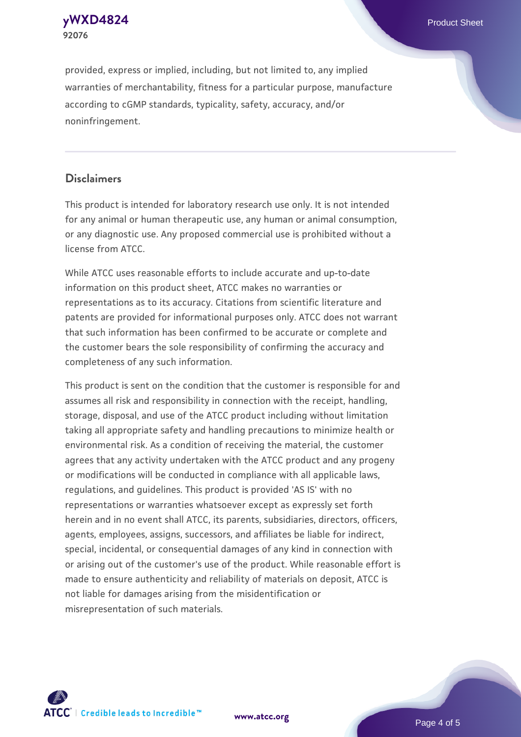provided, express or implied, including, but not limited to, any implied warranties of merchantability, fitness for a particular purpose, manufacture according to cGMP standards, typicality, safety, accuracy, and/or noninfringement.

## Disclaimers

This product is intended for laboratory research use only. It is not intended for any animal or human therapeutic use, any human or animal consumption, or any diagnostic use. Any proposed commercial use is prohibited without a license from ATCC.

While ATCC uses reasonable efforts to include accurate and up-to-date information on this product sheet, ATCC makes no warranties or representations as to its accuracy. Citations from scientific literature and patents are provided for informational purposes only. ATCC does not warrant that such information has been confirmed to be accurate or complete and the customer bears the sole responsibility of confirming the accuracy and completeness of any such information.

This product is sent on the condition that the customer is responsible for and assumes all risk and responsibility in connection with the receipt, handling, storage, disposal, and use of the ATCC product including without limitation taking all appropriate safety and handling precautions to minimize health or environmental risk. As a condition of receiving the material, the customer agrees that any activity undertaken with the ATCC product and any progeny or modifications will be conducted in compliance with all applicable laws, regulations, and guidelines. This product is provided 'AS IS' with no representations or warranties whatsoever except as expressly set forth herein and in no event shall ATCC, its parents, subsidiaries, directors, officers, agents, employees, assigns, successors, and affiliates be liable for indirect, special, incidental, or consequential damages of any kind in connection with or arising out of the customer's use of the product. While reasonable effort is made to ensure authenticity and reliability of materials on deposit, ATCC is not liable for damages arising from the misidentification or misrepresentation of such materials.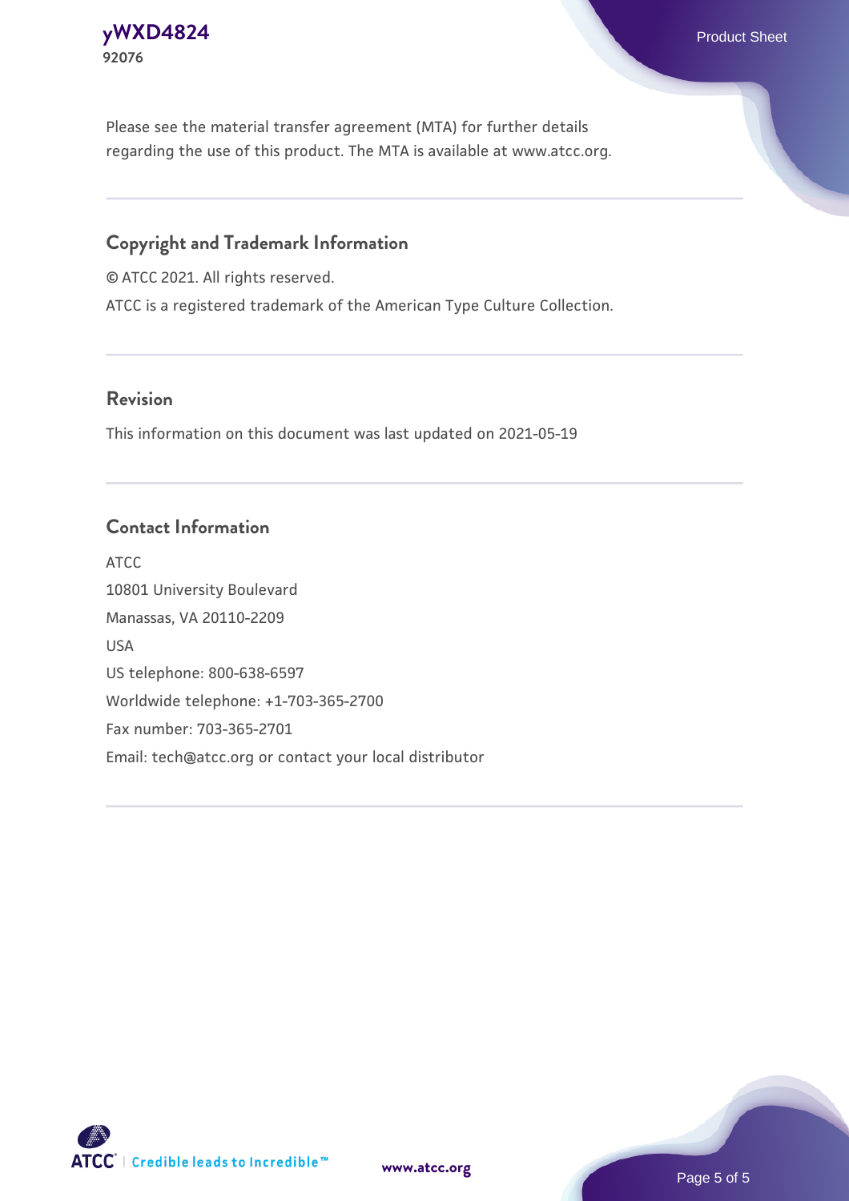Please see the material transfer agreement (MTA) for further details regarding the use of this product. The MTA is available at www.atcc.org.

## Copyright and Trademark Information

© ATCC 2021. All rights reserved.

ATCC is a registered trademark of the American Type Culture Collection.

## Revision

This information on this document was last updated on 2021-05-19

## Contact Information

ATCC
10801 University Boulevard
Manassas, VA 20110-2209
USA
US telephone: 800-638-6597
Worldwide telephone: +1-703-365-2700
Fax number: 703-365-2701
Email: tech@atcc.org or contact your local distributor